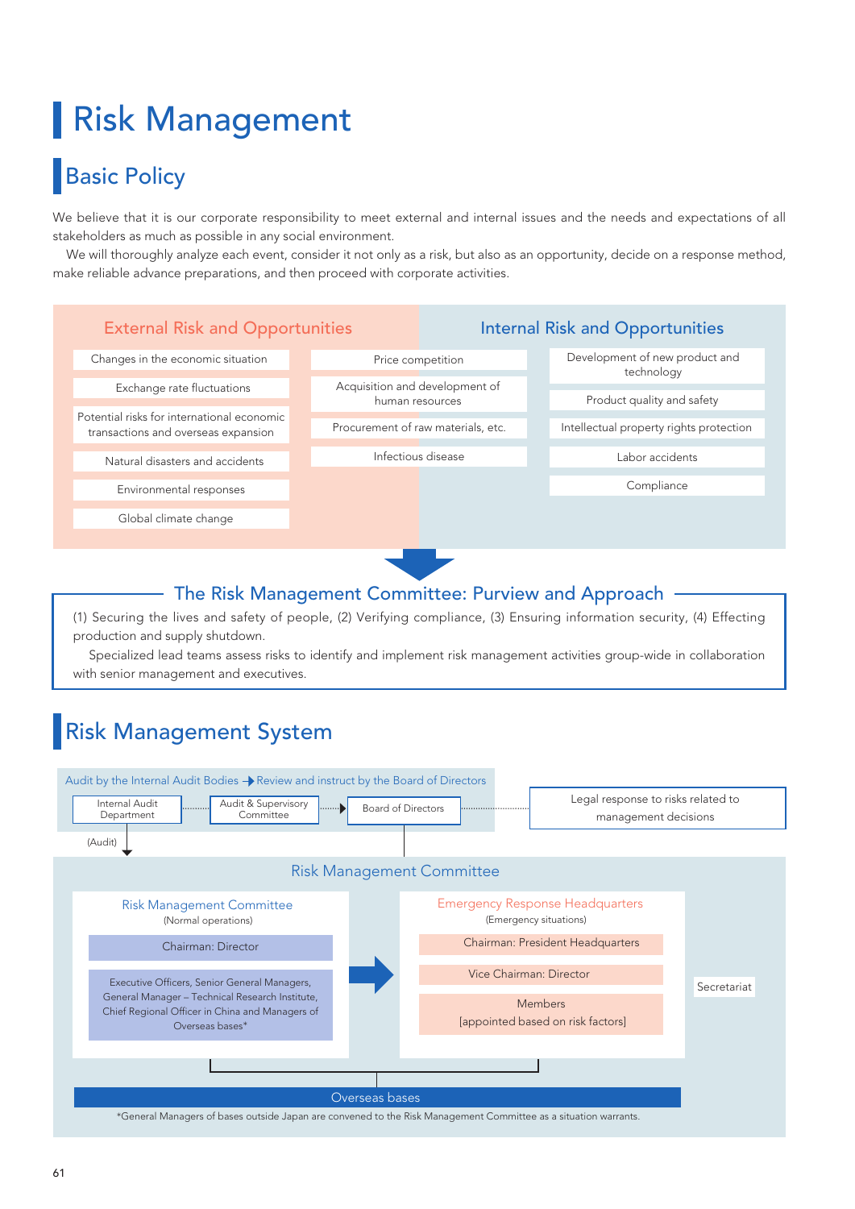# Risk Management

## Basic Policy

We believe that it is our corporate responsibility to meet external and internal issues and the needs and expectations of all stakeholders as much as possible in any social environment.

We will thoroughly analyze each event, consider it not only as a risk, but also as an opportunity, decide on a response method, make reliable advance preparations, and then proceed with corporate activities.

### External Risk and Opportunities

- Changes in the economic situation
- Exchange rate fluctuations
- Potential risks for international economic transactions and overseas expansion
- Natural disasters and accidents
- Environmental responses
- Global climate change
- Price competition
- Acquisition and development of human resources
- Procurement of raw materials, etc.
- Infectious disease

### Internal Risk and Opportunities

- Development of new product and technology
- Product quality and safety
- Intellectual property rights protection
- Labor accidents
- Compliance

### The Risk Management Committee: Purview and Approach

(1) Securing the lives and safety of people, (2) Verifying compliance, (3) Ensuring information security, (4) Effecting production and supply shutdown.

Specialized lead teams assess risks to identify and implement risk management activities group-wide in collaboration with senior management and executives.

## Risk Management System

Audit by the Internal Audit Bodies → Review and instruct by the Board of Directors

- Internal Audit Department
- Audit & Supervisory Committee
- Board of Directors
- Legal response to risks related to management decisions

(Audit)

**Risk Management Committee**

Risk Management Committee (Normal operations)
- Chairman: Director
- Executive Officers, Senior General Managers, General Manager – Technical Research Institute, Chief Regional Officer in China and Managers of Overseas bases*

Emergency Response Headquarters (Emergency situations)
- Chairman: President Headquarters
- Vice Chairman: Director
- Members [appointed based on risk factors]

Secretariat

Overseas bases

*General Managers of bases outside Japan are convened to the Risk Management Committee as a situation warrants.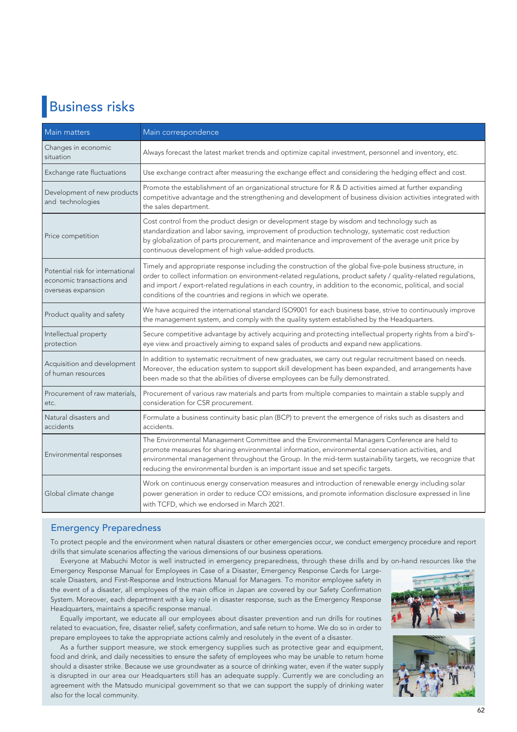# Business risks

| Main matters | Main correspondence |
|---|---|
| Changes in economic situation | Always forecast the latest market trends and optimize capital investment, personnel and inventory, etc. |
| Exchange rate fluctuations | Use exchange contract after measuring the exchange effect and considering the hedging effect and cost. |
| Development of new products and technologies | Promote the establishment of an organizational structure for R & D activities aimed at further expanding competitive advantage and the strengthening and development of business division activities integrated with the sales department. |
| Price competition | Cost control from the product design or development stage by wisdom and technology such as standardization and labor saving, improvement of production technology, systematic cost reduction by globalization of parts procurement, and maintenance and improvement of the average unit price by continuous development of high value-added products. |
| Potential risk for international economic transactions and overseas expansion | Timely and appropriate response including the construction of the global five-pole business structure, in order to collect information on environment-related regulations, product safety / quality-related regulations, and import / export-related regulations in each country, in addition to the economic, political, and social conditions of the countries and regions in which we operate. |
| Product quality and safety | We have acquired the international standard ISO9001 for each business base, strive to continuously improve the management system, and comply with the quality system established by the Headquarters. |
| Intellectual property protection | Secure competitive advantage by actively acquiring and protecting intellectual property rights from a bird's-eye view and proactively aiming to expand sales of products and expand new applications. |
| Acquisition and development of human resources | In addition to systematic recruitment of new graduates, we carry out regular recruitment based on needs. Moreover, the education system to support skill development has been expanded, and arrangements have been made so that the abilities of diverse employees can be fully demonstrated. |
| Procurement of raw materials, etc. | Procurement of various raw materials and parts from multiple companies to maintain a stable supply and consideration for CSR procurement. |
| Natural disasters and accidents | Formulate a business continuity basic plan (BCP) to prevent the emergence of risks such as disasters and accidents. |
| Environmental responses | The Environmental Management Committee and the Environmental Managers Conference are held to promote measures for sharing environmental information, environmental conservation activities, and environmental management throughout the Group. In the mid-term sustainability targets, we recognize that reducing the environmental burden is an important issue and set specific targets. |
| Global climate change | Work on continuous energy conservation measures and introduction of renewable energy including solar power generation in order to reduce $CO_2$ emissions, and promote information disclosure expressed in line with TCFD, which we endorsed in March 2021. |

## Emergency Preparedness

To protect people and the environment when natural disasters or other emergencies occur, we conduct emergency procedure and report drills that simulate scenarios affecting the various dimensions of our business operations.

Everyone at Mabuchi Motor is well instructed in emergency preparedness, through these drills and by on-hand resources like the Emergency Response Manual for Employees in Case of a Disaster, Emergency Response Cards for Large-scale Disasters, and First-Response and Instructions Manual for Managers. To monitor employee safety in the event of a disaster, all employees of the main office in Japan are covered by our Safety Confirmation System. Moreover, each department with a key role in disaster response, such as the Emergency Response Headquarters, maintains a specific response manual.

Equally important, we educate all our employees about disaster prevention and run drills for routines related to evacuation, fire, disaster relief, safety confirmation, and safe return to home. We do so in order to prepare employees to take the appropriate actions calmly and resolutely in the event of a disaster.

As a further support measure, we stock emergency supplies such as protective gear and equipment, food and drink, and daily necessities to ensure the safety of employees who may be unable to return home should a disaster strike. Because we use groundwater as a source of drinking water, even if the water supply is disrupted in our area our Headquarters still has an adequate supply. Currently we are concluding an agreement with the Matsudo municipal government so that we can support the supply of drinking water also for the local community.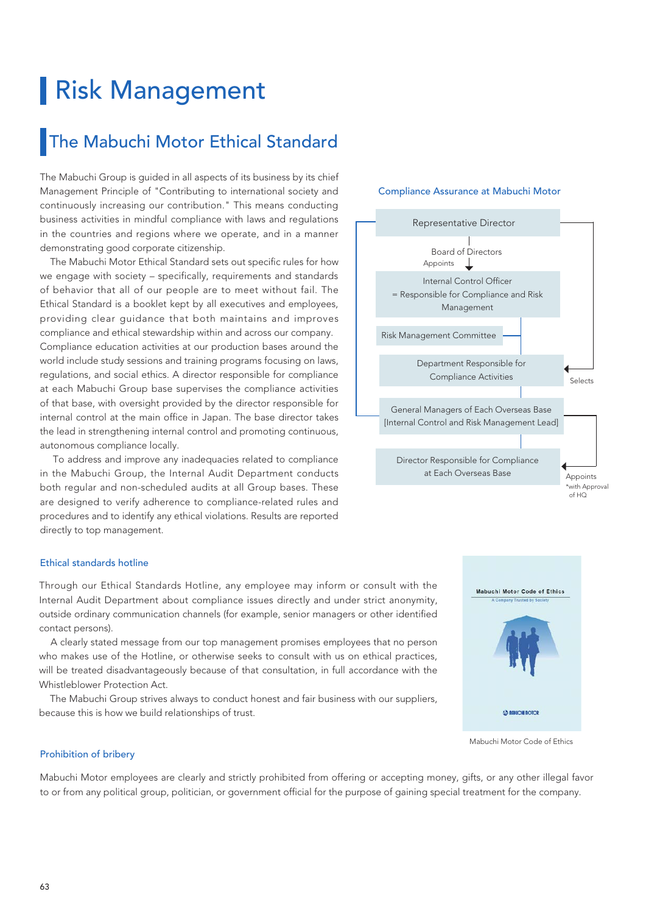# Risk Management

## The Mabuchi Motor Ethical Standard

The Mabuchi Group is guided in all aspects of its business by its chief Management Principle of "Contributing to international society and continuously increasing our contribution." This means conducting business activities in mindful compliance with laws and regulations in the countries and regions where we operate, and in a manner demonstrating good corporate citizenship.

The Mabuchi Motor Ethical Standard sets out specific rules for how we engage with society – specifically, requirements and standards of behavior that all of our people are to meet without fail. The Ethical Standard is a booklet kept by all executives and employees, providing clear guidance that both maintains and improves compliance and ethical stewardship within and across our company. Compliance education activities at our production bases around the world include study sessions and training programs focusing on laws, regulations, and social ethics. A director responsible for compliance at each Mabuchi Group base supervises the compliance activities of that base, with oversight provided by the director responsible for internal control at the main office in Japan. The base director takes the lead in strengthening internal control and promoting continuous, autonomous compliance locally.

To address and improve any inadequacies related to compliance in the Mabuchi Group, the Internal Audit Department conducts both regular and non-scheduled audits at all Group bases. These are designed to verify adherence to compliance-related rules and procedures and to identify any ethical violations. Results are reported directly to top management.

**Compliance Assurance at Mabuchi Motor**

- Representative Director
- Board of Directors — Appoints ↓
- Internal Control Officer = Responsible for Compliance and Risk Management
- Risk Management Committee
- Department Responsible for Compliance Activities (Selects)
- General Managers of Each Overseas Base [Internal Control and Risk Management Lead]
- Director Responsible for Compliance at Each Overseas Base (Appoints *with Approval of HQ)

### Ethical standards hotline

Through our Ethical Standards Hotline, any employee may inform or consult with the Internal Audit Department about compliance issues directly and under strict anonymity, outside ordinary communication channels (for example, senior managers or other identified contact persons).

A clearly stated message from our top management promises employees that no person who makes use of the Hotline, or otherwise seeks to consult with us on ethical practices, will be treated disadvantageously because of that consultation, in full accordance with the Whistleblower Protection Act.

The Mabuchi Group strives always to conduct honest and fair business with our suppliers, because this is how we build relationships of trust.

Mabuchi Motor Code of Ethics

### Prohibition of bribery

Mabuchi Motor employees are clearly and strictly prohibited from offering or accepting money, gifts, or any other illegal favor to or from any political group, politician, or government official for the purpose of gaining special treatment for the company.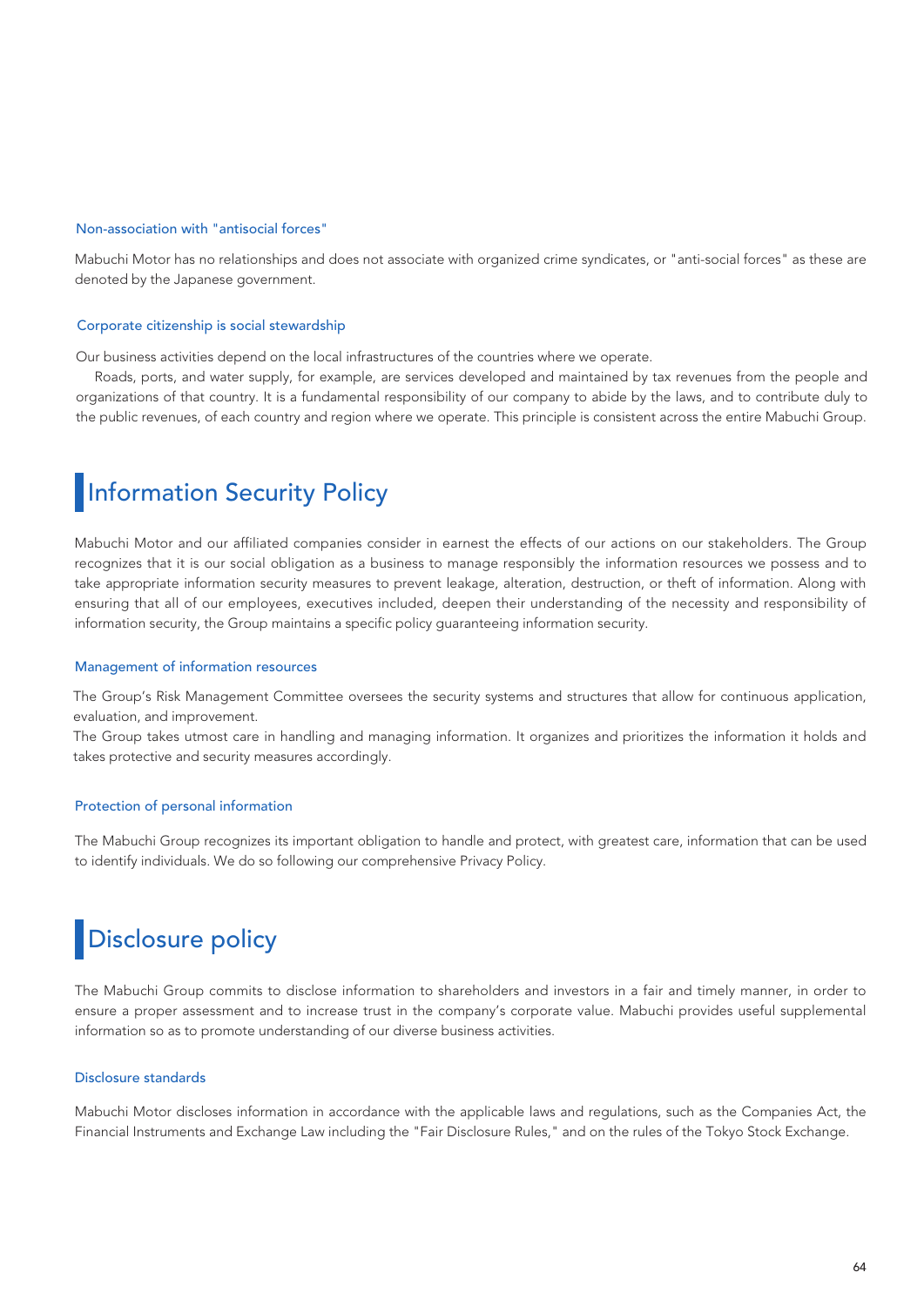### Non-association with "antisocial forces"

Mabuchi Motor has no relationships and does not associate with organized crime syndicates, or "anti-social forces" as these are denoted by the Japanese government.

### Corporate citizenship is social stewardship

Our business activities depend on the local infrastructures of the countries where we operate.

Roads, ports, and water supply, for example, are services developed and maintained by tax revenues from the people and organizations of that country. It is a fundamental responsibility of our company to abide by the laws, and to contribute duly to the public revenues, of each country and region where we operate. This principle is consistent across the entire Mabuchi Group.

## Information Security Policy

Mabuchi Motor and our affiliated companies consider in earnest the effects of our actions on our stakeholders. The Group recognizes that it is our social obligation as a business to manage responsibly the information resources we possess and to take appropriate information security measures to prevent leakage, alteration, destruction, or theft of information. Along with ensuring that all of our employees, executives included, deepen their understanding of the necessity and responsibility of information security, the Group maintains a specific policy guaranteeing information security.

### Management of information resources

The Group's Risk Management Committee oversees the security systems and structures that allow for continuous application, evaluation, and improvement.
The Group takes utmost care in handling and managing information. It organizes and prioritizes the information it holds and takes protective and security measures accordingly.

### Protection of personal information

The Mabuchi Group recognizes its important obligation to handle and protect, with greatest care, information that can be used to identify individuals. We do so following our comprehensive Privacy Policy.

## Disclosure policy

The Mabuchi Group commits to disclose information to shareholders and investors in a fair and timely manner, in order to ensure a proper assessment and to increase trust in the company's corporate value. Mabuchi provides useful supplemental information so as to promote understanding of our diverse business activities.

### Disclosure standards

Mabuchi Motor discloses information in accordance with the applicable laws and regulations, such as the Companies Act, the Financial Instruments and Exchange Law including the "Fair Disclosure Rules," and on the rules of the Tokyo Stock Exchange.